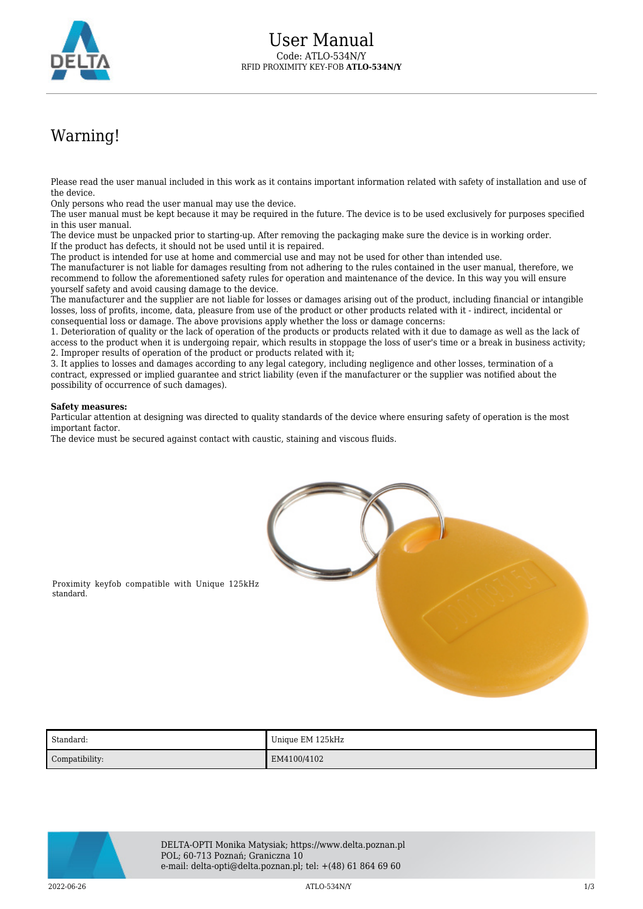# User Manual

Code: ATLO-534N/Y

RFID PROXIMITY KEY-FOB **ATLO-534N/Y**

## Warning!

Please read the user manual included in this work as it contains important information related with safety of installation and use of the device.
Only persons who read the user manual may use the device.
The user manual must be kept because it may be required in the future. The device is to be used exclusively for purposes specified in this user manual.
The device must be unpacked prior to starting-up. After removing the packaging make sure the device is in working order.
If the product has defects, it should not be used until it is repaired.
The product is intended for use at home and commercial use and may not be used for other than intended use.
The manufacturer is not liable for damages resulting from not adhering to the rules contained in the user manual, therefore, we recommend to follow the aforementioned safety rules for operation and maintenance of the device. In this way you will ensure yourself safety and avoid causing damage to the device.
The manufacturer and the supplier are not liable for losses or damages arising out of the product, including financial or intangible losses, loss of profits, income, data, pleasure from use of the product or other products related with it - indirect, incidental or consequential loss or damage. The above provisions apply whether the loss or damage concerns:
1. Deterioration of quality or the lack of operation of the products or products related with it due to damage as well as the lack of access to the product when it is undergoing repair, which results in stoppage the loss of user's time or a break in business activity;
2. Improper results of operation of the product or products related with it;
3. It applies to losses and damages according to any legal category, including negligence and other losses, termination of a contract, expressed or implied guarantee and strict liability (even if the manufacturer or the supplier was notified about the possibility of occurrence of such damages).

**Safety measures:**
Particular attention at designing was directed to quality standards of the device where ensuring safety of operation is the most important factor.
The device must be secured against contact with caustic, staining and viscous fluids.

Proximity keyfob compatible with Unique 125kHz standard.

| Standard: | Unique EM 125kHz |
|---|---|
| Compatibility: | EM4100/4102 |

DELTA-OPTI Monika Matysiak; https://www.delta.poznan.pl
POL; 60-713 Poznań; Graniczna 10
e-mail: delta-opti@delta.poznan.pl; tel: +(48) 61 864 69 60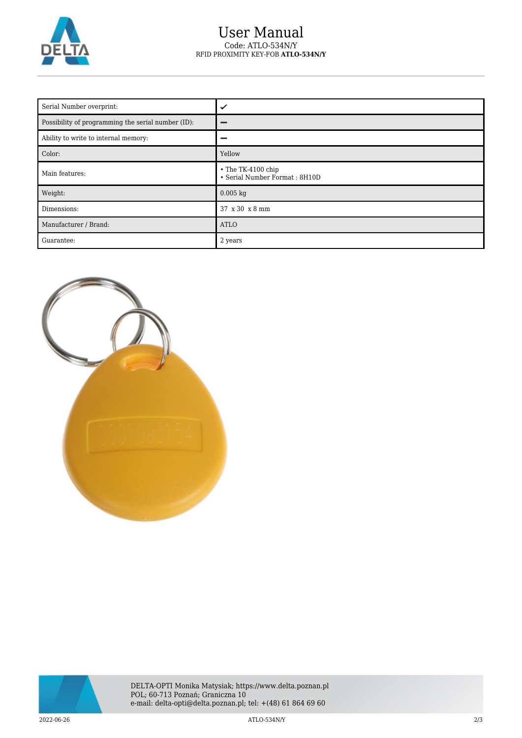# User Manual

Code: ATLO-534N/Y

RFID PROXIMITY KEY-FOB **ATLO-534N/Y**

| | |
|---|---|
| Serial Number overprint: | ✔ |
| Possibility of programming the serial number (ID): | – |
| Ability to write to internal memory: | – |
| Color: | Yellow |
| Main features: | • The TK-4100 chip<br>• Serial Number Format : 8H10D |
| Weight: | 0.005 kg |
| Dimensions: | 37 x 30 x 8 mm |
| Manufacturer / Brand: | ATLO |
| Guarantee: | 2 years |

DELTA-OPTI Monika Matysiak; https://www.delta.poznan.pl
POL; 60-713 Poznań; Graniczna 10
e-mail: delta-opti@delta.poznan.pl; tel: +(48) 61 864 69 60